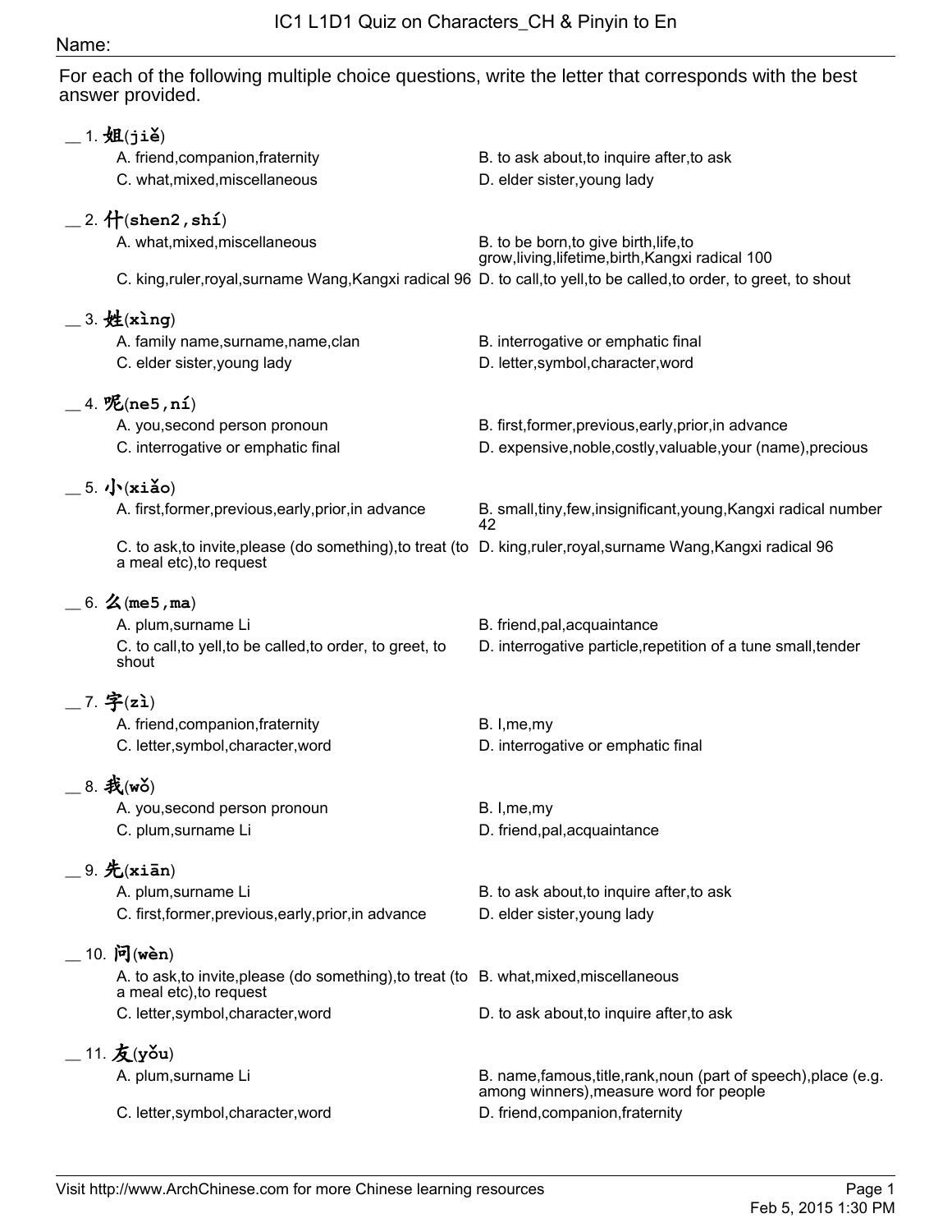# IC1 L1D1 Quiz on Characters_CH & Pinyin to En

Name:

For each of the following multiple choice questions, write the letter that corresponds with the best answer provided.

__ 1. 姐(**jiě**)

A. friend,companion,fraternity
B. to ask about,to inquire after,to ask
C. what,mixed,miscellaneous
D. elder sister,young lady

__ 2. 什(**shen2,shí**)

A. what,mixed,miscellaneous
B. to be born,to give birth,life,to grow,living,lifetime,birth,Kangxi radical 100
C. king,ruler,royal,surname Wang,Kangxi radical 96
D. to call,to yell,to be called,to order, to greet, to shout

__ 3. 姓(**xìng**)

A. family name,surname,name,clan
B. interrogative or emphatic final
C. elder sister,young lady
D. letter,symbol,character,word

__ 4. 呢(**ne5,ní**)

A. you,second person pronoun
B. first,former,previous,early,prior,in advance
C. interrogative or emphatic final
D. expensive,noble,costly,valuable,your (name),precious

__ 5. 小(**xiǎo**)

A. first,former,previous,early,prior,in advance
B. small,tiny,few,insignificant,young,Kangxi radical number 42
C. to ask,to invite,please (do something),to treat (to a meal etc),to request
D. king,ruler,royal,surname Wang,Kangxi radical 96

__ 6. 么(**me5,ma**)

A. plum,surname Li
B. friend,pal,acquaintance
C. to call,to yell,to be called,to order, to greet, to shout
D. interrogative particle,repetition of a tune small,tender

__ 7. 字(**zì**)

A. friend,companion,fraternity
B. I,me,my
C. letter,symbol,character,word
D. interrogative or emphatic final

__ 8. 我(**wǒ**)

A. you,second person pronoun
B. I,me,my
C. plum,surname Li
D. friend,pal,acquaintance

__ 9. 先(**xiān**)

A. plum,surname Li
B. to ask about,to inquire after,to ask
C. first,former,previous,early,prior,in advance
D. elder sister,young lady

__ 10. 问(**wèn**)

A. to ask,to invite,please (do something),to treat (to a meal etc),to request
B. what,mixed,miscellaneous
C. letter,symbol,character,word
D. to ask about,to inquire after,to ask

__ 11. 友(**yǒu**)

A. plum,surname Li
B. name,famous,title,rank,noun (part of speech),place (e.g. among winners),measure word for people
C. letter,symbol,character,word
D. friend,companion,fraternity

Visit http://www.ArchChinese.com for more Chinese learning resources

Feb 5, 2015 1:30 PM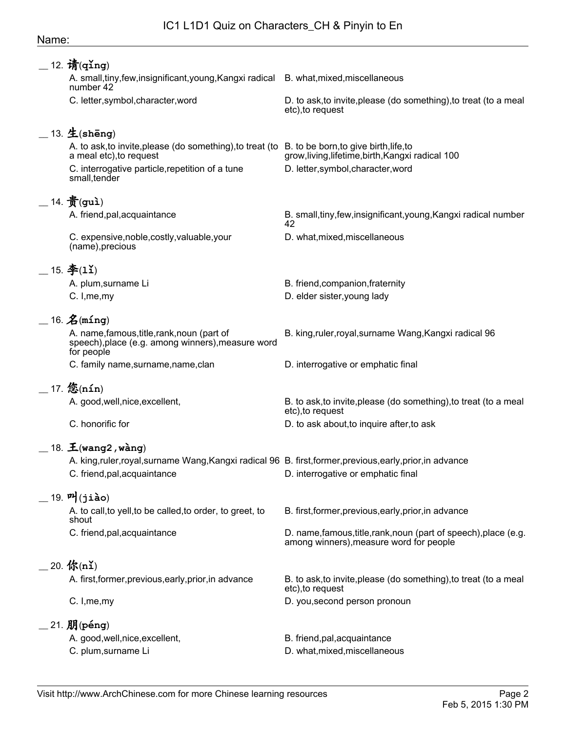Name:

__ 12. 请(qǐng)

A. small,tiny,few,insignificant,young,Kangxi radical number 42

B. what,mixed,miscellaneous

C. letter,symbol,character,word

D. to ask,to invite,please (do something),to treat (to a meal etc),to request

__ 13. 生(shēng)

A. to ask,to invite,please (do something),to treat (to a meal etc),to request

B. to be born,to give birth,life,to grow,living,lifetime,birth,Kangxi radical 100

C. interrogative particle,repetition of a tune small,tender

D. letter,symbol,character,word

__ 14. 贵(guì)

A. friend,pal,acquaintance

B. small,tiny,few,insignificant,young,Kangxi radical number 42

C. expensive,noble,costly,valuable,your (name),precious

D. what,mixed,miscellaneous

__ 15. 李(lǐ)

A. plum,surname Li

B. friend,companion,fraternity

C. I,me,my

D. elder sister,young lady

__ 16. 名(míng)

A. name,famous,title,rank,noun (part of speech),place (e.g. among winners),measure word for people

B. king,ruler,royal,surname Wang,Kangxi radical 96

C. family name,surname,name,clan

D. interrogative or emphatic final

__ 17. 您(nín)

A. good,well,nice,excellent,

B. to ask,to invite,please (do something),to treat (to a meal etc),to request

C. honorific for

D. to ask about,to inquire after,to ask

__ 18. 王(wang2,wàng)

A. king,ruler,royal,surname Wang,Kangxi radical 96

B. first,former,previous,early,prior,in advance

C. friend,pal,acquaintance

D. interrogative or emphatic final

__ 19. 叫(jiào)

A. to call,to yell,to be called,to order, to greet, to shout

B. first,former,previous,early,prior,in advance

C. friend,pal,acquaintance

D. name,famous,title,rank,noun (part of speech),place (e.g. among winners),measure word for people

__ 20. 你(nǐ)

A. first,former,previous,early,prior,in advance

B. to ask,to invite,please (do something),to treat (to a meal etc),to request

C. I,me,my

D. you,second person pronoun

__ 21. 朋(péng)

A. good,well,nice,excellent,

B. friend,pal,acquaintance

C. plum,surname Li

D. what,mixed,miscellaneous

Visit http://www.ArchChinese.com for more Chinese learning resources

Feb 5, 2015 1:30 PM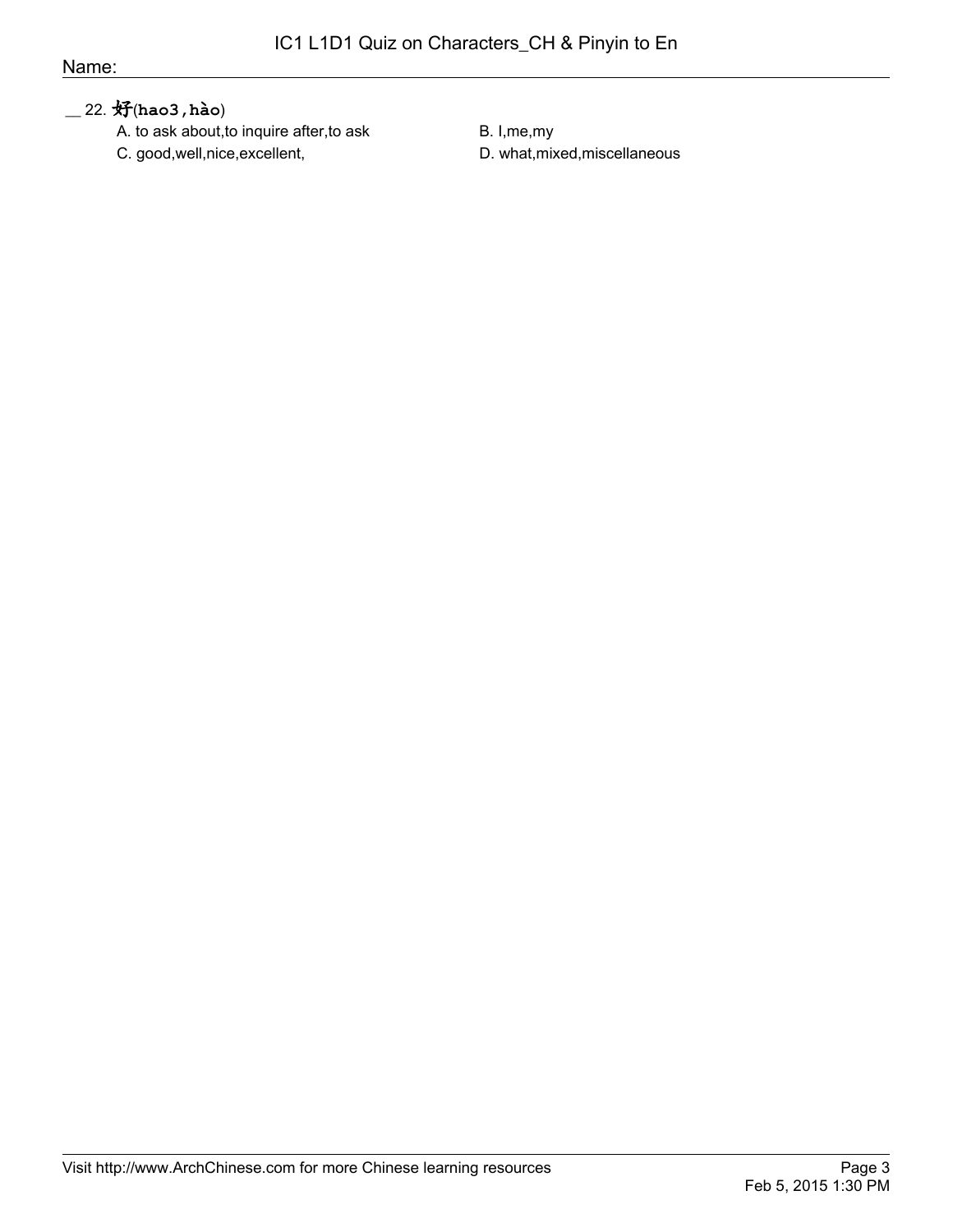__ 22. **好**(**hao3,hào**)

A. to ask about,to inquire after,to ask

B. I,me,my

C. good,well,nice,excellent,

D. what,mixed,miscellaneous